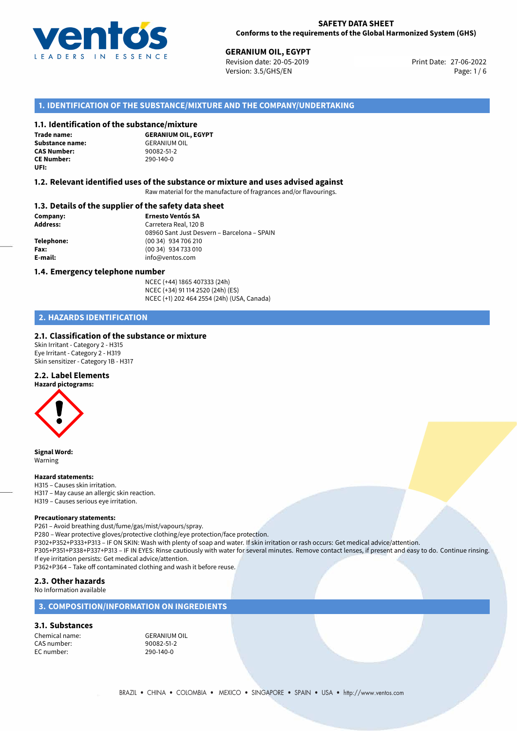# SAFETY DATA SHEET

**Conforms to the requirements of the Global Harmonized System (GHS)**

**GERANIUM OIL, EGYPT**

Revision date: 20-05-2019
Version: 3.5/GHS/EN
Print Date: 27-06-2022

## 1. IDENTIFICATION OF THE SUBSTANCE/MIXTURE AND THE COMPANY/UNDERTAKING

### 1.1. Identification of the substance/mixture

**Trade name:** **GERANIUM OIL, EGYPT**
**Substance name:** GERANIUM OIL
**CAS Number:** 90082-51-2
**CE Number:** 290-140-0
**UFI:**

### 1.2. Relevant identified uses of the substance or mixture and uses advised against

Raw material for the manufacture of fragrances and/or flavourings.

### 1.3. Details of the supplier of the safety data sheet

**Company:** **Ernesto Ventós SA**
**Address:** Carretera Real, 120 B
08960 Sant Just Desvern – Barcelona – SPAIN
**Telephone:** (00 34) 934 706 210
**Fax:** (00 34) 934 733 010
**E-mail:** info@ventos.com

### 1.4. Emergency telephone number

NCEC (+44) 1865 407333 (24h)
NCEC (+34) 91 114 2520 (24h) (ES)
NCEC (+1) 202 464 2554 (24h) (USA, Canada)

## 2. HAZARDS IDENTIFICATION

### 2.1. Classification of the substance or mixture

Skin Irritant - Category 2 - H315
Eye Irritant - Category 2 - H319
Skin sensitizer - Category 1B - H317

### 2.2. Label Elements

**Hazard pictograms:**

**Signal Word:**
Warning

**Hazard statements:**
H315 – Causes skin irritation.
H317 – May cause an allergic skin reaction.
H319 – Causes serious eye irritation.

**Precautionary statements:**
P261 – Avoid breathing dust/fume/gas/mist/vapours/spray.
P280 – Wear protective gloves/protective clothing/eye protection/face protection.
P302+P352+P333+P313 – IF ON SKIN: Wash with plenty of soap and water. If skin irritation or rash occurs: Get medical advice/attention.
P305+P351+P338+P337+P313 – IF IN EYES: Rinse cautiously with water for several minutes. Remove contact lenses, if present and easy to do. Continue rinsing. If eye irritation persists: Get medical advice/attention.
P362+P364 – Take off contaminated clothing and wash it before reuse.

### 2.3. Other hazards

No Information available

## 3. COMPOSITION/INFORMATION ON INGREDIENTS

### 3.1. Substances

Chemical name: GERANIUM OIL
CAS number: 90082-51-2
EC number: 290-140-0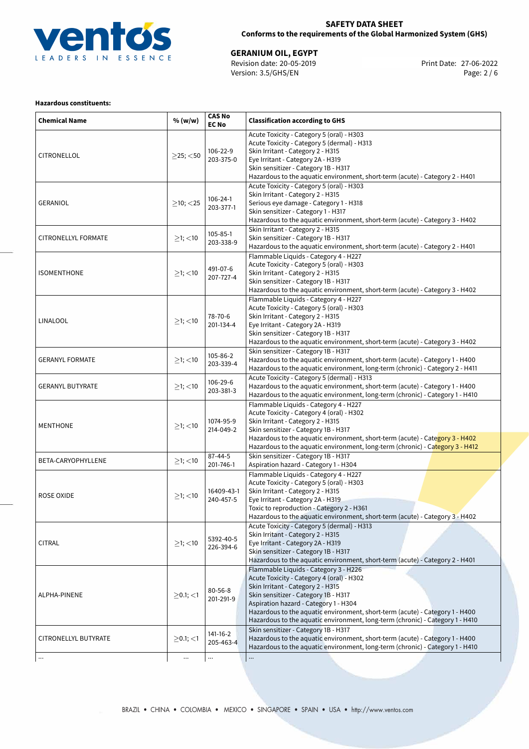**Hazardous constituents:**

| Chemical Name | % (w/w) | CAS No EC No | Classification according to GHS |
|---|---|---|---|
| CITRONELLOL | ≥25; <50 | 106-22-9 203-375-0 | Acute Toxicity - Category 5 (oral) - H303<br>Acute Toxicity - Category 5 (dermal) - H313<br>Skin Irritant - Category 2 - H315<br>Eye Irritant - Category 2A - H319<br>Skin sensitizer - Category 1B - H317<br>Hazardous to the aquatic environment, short-term (acute) - Category 2 - H401 |
| GERANIOL | ≥10; <25 | 106-24-1 203-377-1 | Acute Toxicity - Category 5 (oral) - H303<br>Skin Irritant - Category 2 - H315<br>Serious eye damage - Category 1 - H318<br>Skin sensitizer - Category 1 - H317<br>Hazardous to the aquatic environment, short-term (acute) - Category 3 - H402 |
| CITRONELLYL FORMATE | ≥1; <10 | 105-85-1 203-338-9 | Skin Irritant - Category 2 - H315<br>Skin sensitizer - Category 1B - H317<br>Hazardous to the aquatic environment, short-term (acute) - Category 2 - H401 |
| ISOMENTHONE | ≥1; <10 | 491-07-6 207-727-4 | Flammable Liquids - Category 4 - H227<br>Acute Toxicity - Category 5 (oral) - H303<br>Skin Irritant - Category 2 - H315<br>Skin sensitizer - Category 1B - H317<br>Hazardous to the aquatic environment, short-term (acute) - Category 3 - H402 |
| LINALOOL | ≥1; <10 | 78-70-6 201-134-4 | Flammable Liquids - Category 4 - H227<br>Acute Toxicity - Category 5 (oral) - H303<br>Skin Irritant - Category 2 - H315<br>Eye Irritant - Category 2A - H319<br>Skin sensitizer - Category 1B - H317<br>Hazardous to the aquatic environment, short-term (acute) - Category 3 - H402 |
| GERANYL FORMATE | ≥1; <10 | 105-86-2 203-339-4 | Skin sensitizer - Category 1B - H317<br>Hazardous to the aquatic environment, short-term (acute) - Category 1 - H400<br>Hazardous to the aquatic environment, long-term (chronic) - Category 2 - H411 |
| GERANYL BUTYRATE | ≥1; <10 | 106-29-6 203-381-3 | Acute Toxicity - Category 5 (dermal) - H313<br>Hazardous to the aquatic environment, short-term (acute) - Category 1 - H400<br>Hazardous to the aquatic environment, long-term (chronic) - Category 1 - H410 |
| MENTHONE | ≥1; <10 | 1074-95-9 214-049-2 | Flammable Liquids - Category 4 - H227<br>Acute Toxicity - Category 4 (oral) - H302<br>Skin Irritant - Category 2 - H315<br>Skin sensitizer - Category 1B - H317<br>Hazardous to the aquatic environment, short-term (acute) - Category 3 - H402<br>Hazardous to the aquatic environment, long-term (chronic) - Category 3 - H412 |
| BETA-CARYOPHYLLENE | ≥1; <10 | 87-44-5 201-746-1 | Skin sensitizer - Category 1B - H317<br>Aspiration hazard - Category 1 - H304 |
| ROSE OXIDE | ≥1; <10 | 16409-43-1 240-457-5 | Flammable Liquids - Category 4 - H227<br>Acute Toxicity - Category 5 (oral) - H303<br>Skin Irritant - Category 2 - H315<br>Eye Irritant - Category 2A - H319<br>Toxic to reproduction - Category 2 - H361<br>Hazardous to the aquatic environment, short-term (acute) - Category 3 - H402 |
| CITRAL | ≥1; <10 | 5392-40-5 226-394-6 | Acute Toxicity - Category 5 (dermal) - H313<br>Skin Irritant - Category 2 - H315<br>Eye Irritant - Category 2A - H319<br>Skin sensitizer - Category 1B - H317<br>Hazardous to the aquatic environment, short-term (acute) - Category 2 - H401 |
| ALPHA-PINENE | ≥0.1; <1 | 80-56-8 201-291-9 | Flammable Liquids - Category 3 - H226<br>Acute Toxicity - Category 4 (oral) - H302<br>Skin Irritant - Category 2 - H315<br>Skin sensitizer - Category 1B - H317<br>Aspiration hazard - Category 1 - H304<br>Hazardous to the aquatic environment, short-term (acute) - Category 1 - H400<br>Hazardous to the aquatic environment, long-term (chronic) - Category 1 - H410 |
| CITRONELLYL BUTYRATE | ≥0.1; <1 | 141-16-2 205-463-4 | Skin sensitizer - Category 1B - H317<br>Hazardous to the aquatic environment, short-term (acute) - Category 1 - H400<br>Hazardous to the aquatic environment, long-term (chronic) - Category 1 - H410 |
| ... | ... | ... | ... |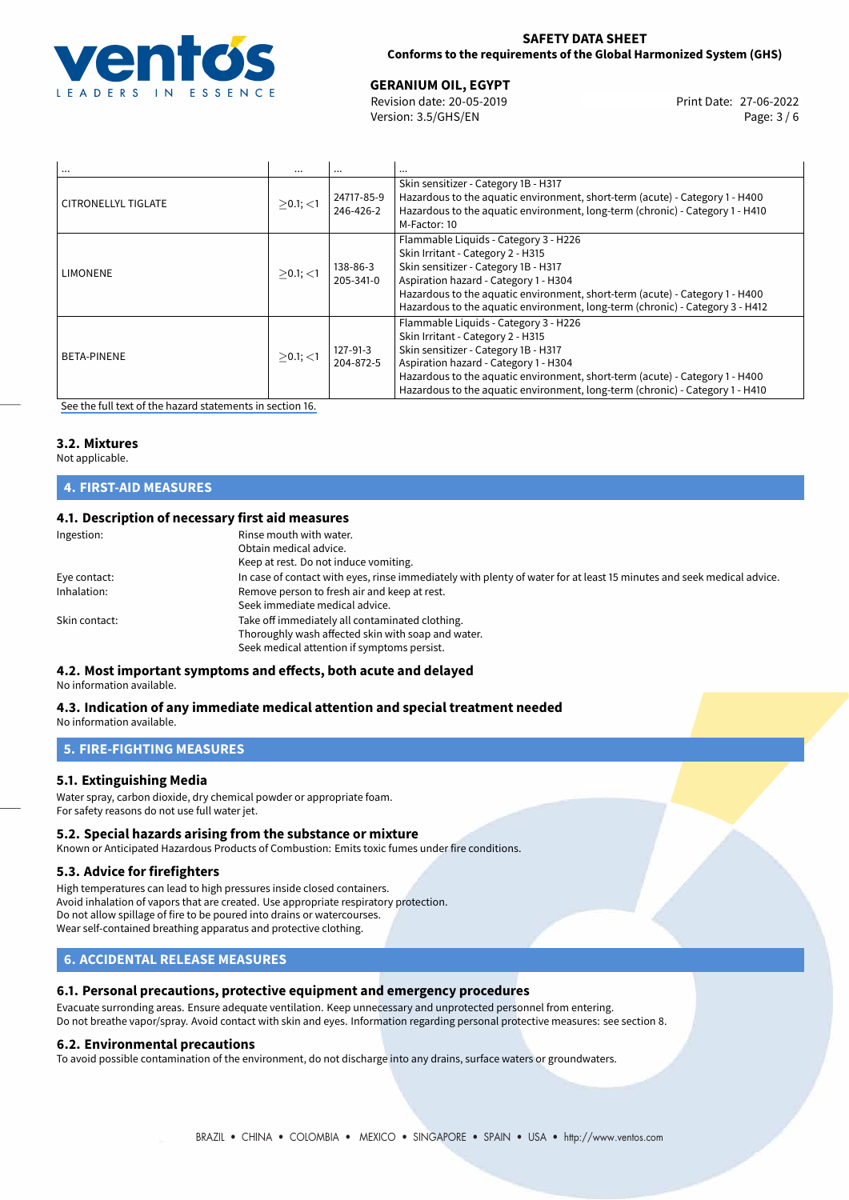| ... | ... | ... | ... |
|---|---|---|---|
| CITRONELLYL TIGLATE | $\geq$0.1; <1 | 24717-85-9<br>246-426-2 | Skin sensitizer - Category 1B - H317<br>Hazardous to the aquatic environment, short-term (acute) - Category 1 - H400<br>Hazardous to the aquatic environment, long-term (chronic) - Category 1 - H410<br>M-Factor: 10 |
| LIMONENE | $\geq$0.1; <1 | 138-86-3<br>205-341-0 | Flammable Liquids - Category 3 - H226<br>Skin Irritant - Category 2 - H315<br>Skin sensitizer - Category 1B - H317<br>Aspiration hazard - Category 1 - H304<br>Hazardous to the aquatic environment, short-term (acute) - Category 1 - H400<br>Hazardous to the aquatic environment, long-term (chronic) - Category 3 - H412 |
| BETA-PINENE | $\geq$0.1; <1 | 127-91-3<br>204-872-5 | Flammable Liquids - Category 3 - H226<br>Skin Irritant - Category 2 - H315<br>Skin sensitizer - Category 1B - H317<br>Aspiration hazard - Category 1 - H304<br>Hazardous to the aquatic environment, short-term (acute) - Category 1 - H400<br>Hazardous to the aquatic environment, long-term (chronic) - Category 1 - H410 |

See the full text of the hazard statements in section 16.

### 3.2. Mixtures

Not applicable.

## 4. FIRST-AID MEASURES

### 4.1. Description of necessary first aid measures

| | |
|---|---|
| Ingestion: | Rinse mouth with water.<br>Obtain medical advice.<br>Keep at rest. Do not induce vomiting. |
| Eye contact: | In case of contact with eyes, rinse immediately with plenty of water for at least 15 minutes and seek medical advice. |
| Inhalation: | Remove person to fresh air and keep at rest.<br>Seek immediate medical advice. |
| Skin contact: | Take off immediately all contaminated clothing.<br>Thoroughly wash affected skin with soap and water.<br>Seek medical attention if symptoms persist. |

### 4.2. Most important symptoms and effects, both acute and delayed

No information available.

### 4.3. Indication of any immediate medical attention and special treatment needed

No information available.

## 5. FIRE-FIGHTING MEASURES

### 5.1. Extinguishing Media

Water spray, carbon dioxide, dry chemical powder or appropriate foam.
For safety reasons do not use full water jet.

### 5.2. Special hazards arising from the substance or mixture

Known or Anticipated Hazardous Products of Combustion: Emits toxic fumes under fire conditions.

### 5.3. Advice for firefighters

High temperatures can lead to high pressures inside closed containers.
Avoid inhalation of vapors that are created. Use appropriate respiratory protection.
Do not allow spillage of fire to be poured into drains or watercourses.
Wear self-contained breathing apparatus and protective clothing.

## 6. ACCIDENTAL RELEASE MEASURES

### 6.1. Personal precautions, protective equipment and emergency procedures

Evacuate surronding areas. Ensure adequate ventilation. Keep unnecessary and unprotected personnel from entering.
Do not breathe vapor/spray. Avoid contact with skin and eyes. Information regarding personal protective measures: see section 8.

### 6.2. Environmental precautions

To avoid possible contamination of the environment, do not discharge into any drains, surface waters or groundwaters.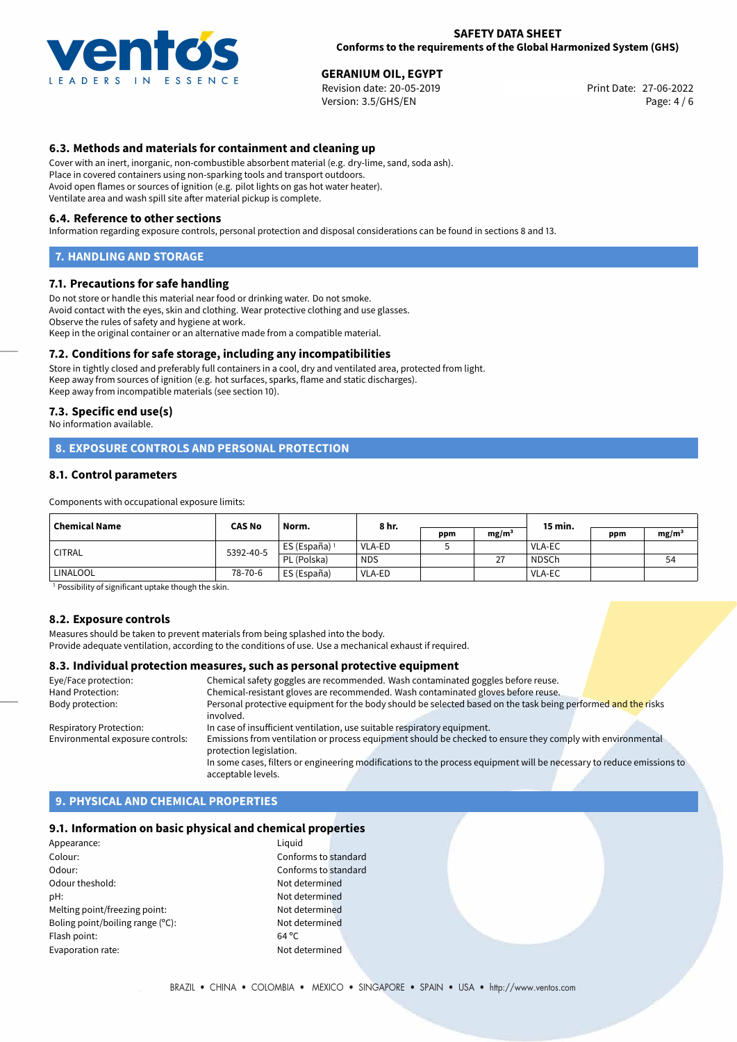### 6.3. Methods and materials for containment and cleaning up

Cover with an inert, inorganic, non-combustible absorbent material (e.g. dry-lime, sand, soda ash).
Place in covered containers using non-sparking tools and transport outdoors.
Avoid open flames or sources of ignition (e.g. pilot lights on gas hot water heater).
Ventilate area and wash spill site after material pickup is complete.

### 6.4. Reference to other sections

Information regarding exposure controls, personal protection and disposal considerations can be found in sections 8 and 13.

## 7. HANDLING AND STORAGE

### 7.1. Precautions for safe handling

Do not store or handle this material near food or drinking water. Do not smoke.
Avoid contact with the eyes, skin and clothing. Wear protective clothing and use glasses.
Observe the rules of safety and hygiene at work.
Keep in the original container or an alternative made from a compatible material.

### 7.2. Conditions for safe storage, including any incompatibilities

Store in tightly closed and preferably full containers in a cool, dry and ventilated area, protected from light.
Keep away from sources of ignition (e.g. hot surfaces, sparks, flame and static discharges).
Keep away from incompatible materials (see section 10).

### 7.3. Specific end use(s)

No information available.

## 8. EXPOSURE CONTROLS AND PERSONAL PROTECTION

### 8.1. Control parameters

Components with occupational exposure limits:

| Chemical Name | CAS No | Norm. | 8 hr. | | | 15 min. | | |
|---|---|---|---|---|---|---|---|---|
| | | | | ppm | mg/m³ | | ppm | mg/m³ |
| CITRAL | 5392-40-5 | ES (España) [1] | VLA-ED | 5 | | VLA-EC | | |
| | | PL (Polska) | NDS | | 27 | NDSCh | | 54 |
| LINALOOL | 78-70-6 | ES (España) | VLA-ED | | | VLA-EC | | |

[1] Possibility of significant uptake though the skin.

### 8.2. Exposure controls

Measures should be taken to prevent materials from being splashed into the body.
Provide adequate ventilation, according to the conditions of use. Use a mechanical exhaust if required.

### 8.3. Individual protection measures, such as personal protective equipment

| | |
|---|---|
| Eye/Face protection: | Chemical safety goggles are recommended. Wash contaminated goggles before reuse. |
| Hand Protection: | Chemical-resistant gloves are recommended. Wash contaminated gloves before reuse. |
| Body protection: | Personal protective equipment for the body should be selected based on the task being performed and the risks involved. |
| Respiratory Protection: | In case of insufficient ventilation, use suitable respiratory equipment. |
| Environmental exposure controls: | Emissions from ventilation or process equipment should be checked to ensure they comply with environmental protection legislation. In some cases, filters or engineering modifications to the process equipment will be necessary to reduce emissions to acceptable levels. |

## 9. PHYSICAL AND CHEMICAL PROPERTIES

### 9.1. Information on basic physical and chemical properties

| | |
|---|---|
| Appearance: | Liquid |
| Colour: | Conforms to standard |
| Odour: | Conforms to standard |
| Odour theshold: | Not determined |
| pH: | Not determined |
| Melting point/freezing point: | Not determined |
| Boling point/boiling range (°C): | Not determined |
| Flash point: | 64 °C |
| Evaporation rate: | Not determined |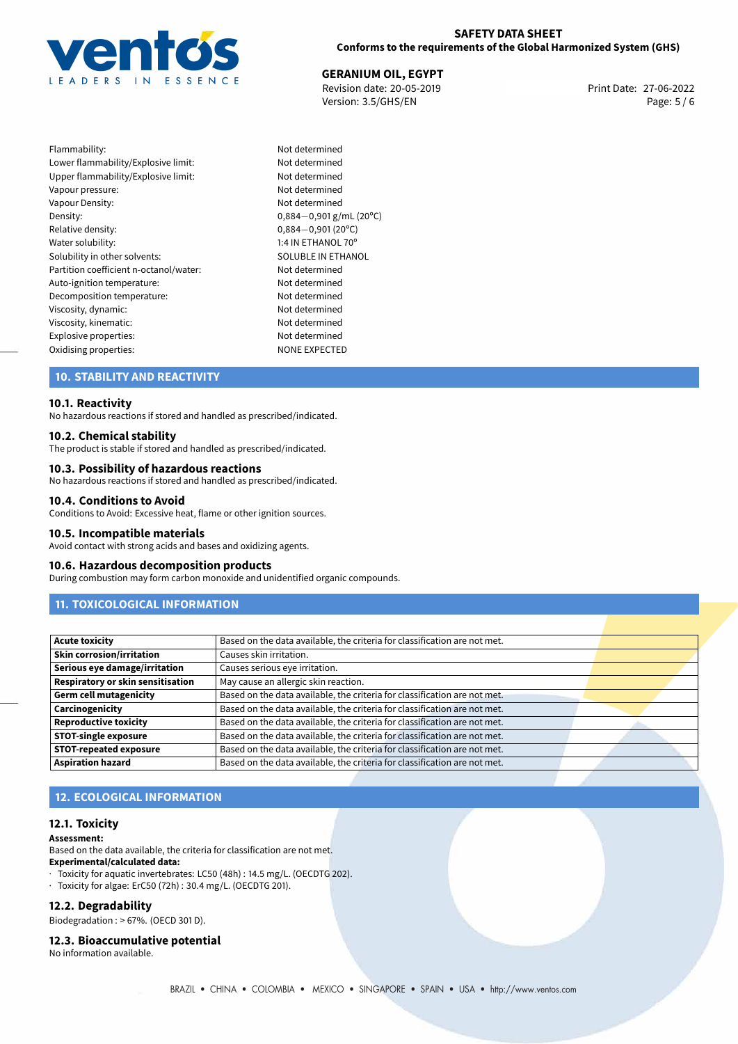| | |
|---|---|
| Flammability: | Not determined |
| Lower flammability/Explosive limit: | Not determined |
| Upper flammability/Explosive limit: | Not determined |
| Vapour pressure: | Not determined |
| Vapour Density: | Not determined |
| Density: | 0,884—0,901 g/mL (20°C) |
| Relative density: | 0,884—0,901 (20°C) |
| Water solubility: | 1:4 IN ETHANOL 70° |
| Solubility in other solvents: | SOLUBLE IN ETHANOL |
| Partition coefficient n-octanol/water: | Not determined |
| Auto-ignition temperature: | Not determined |
| Decomposition temperature: | Not determined |
| Viscosity, dynamic: | Not determined |
| Viscosity, kinematic: | Not determined |
| Explosive properties: | Not determined |
| Oxidising properties: | NONE EXPECTED |

## 10. STABILITY AND REACTIVITY

### 10.1. Reactivity
No hazardous reactions if stored and handled as prescribed/indicated.

### 10.2. Chemical stability
The product is stable if stored and handled as prescribed/indicated.

### 10.3. Possibility of hazardous reactions
No hazardous reactions if stored and handled as prescribed/indicated.

### 10.4. Conditions to Avoid
Conditions to Avoid: Excessive heat, flame or other ignition sources.

### 10.5. Incompatible materials
Avoid contact with strong acids and bases and oxidizing agents.

### 10.6. Hazardous decomposition products
During combustion may form carbon monoxide and unidentified organic compounds.

## 11. TOXICOLOGICAL INFORMATION

| | |
|---|---|
| **Acute toxicity** | Based on the data available, the criteria for classification are not met. |
| **Skin corrosion/irritation** | Causes skin irritation. |
| **Serious eye damage/irritation** | Causes serious eye irritation. |
| **Respiratory or skin sensitisation** | May cause an allergic skin reaction. |
| **Germ cell mutagenicity** | Based on the data available, the criteria for classification are not met. |
| **Carcinogenicity** | Based on the data available, the criteria for classification are not met. |
| **Reproductive toxicity** | Based on the data available, the criteria for classification are not met. |
| **STOT-single exposure** | Based on the data available, the criteria for classification are not met. |
| **STOT-repeated exposure** | Based on the data available, the criteria for classification are not met. |
| **Aspiration hazard** | Based on the data available, the criteria for classification are not met. |

## 12. ECOLOGICAL INFORMATION

### 12.1. Toxicity
**Assessment:**
Based on the data available, the criteria for classification are not met.
**Experimental/calculated data:**
· Toxicity for aquatic invertebrates: LC50 (48h) : 14.5 mg/L. (OECDTG 202).
· Toxicity for algae: ErC50 (72h) : 30.4 mg/L. (OECDTG 201).

### 12.2. Degradability
Biodegradation : > 67%. (OECD 301 D).

### 12.3. Bioaccumulative potential
No information available.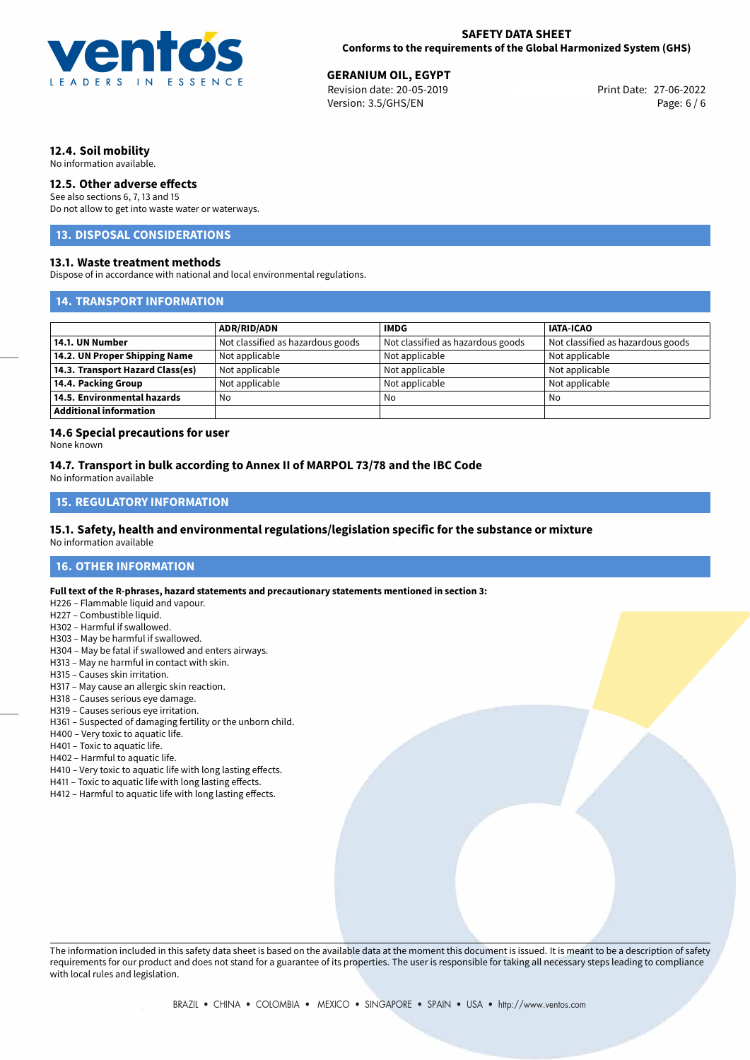### 12.4. Soil mobility

No information available.

### 12.5. Other adverse effects

See also sections 6, 7, 13 and 15

Do not allow to get into waste water or waterways.

## 13. DISPOSAL CONSIDERATIONS

### 13.1. Waste treatment methods

Dispose of in accordance with national and local environmental regulations.

## 14. TRANSPORT INFORMATION

| | ADR/RID/ADN | IMDG | IATA-ICAO |
|---|---|---|---|
| **14.1. UN Number** | Not classified as hazardous goods | Not classified as hazardous goods | Not classified as hazardous goods |
| **14.2. UN Proper Shipping Name** | Not applicable | Not applicable | Not applicable |
| **14.3. Transport Hazard Class(es)** | Not applicable | Not applicable | Not applicable |
| **14.4. Packing Group** | Not applicable | Not applicable | Not applicable |
| **14.5. Environmental hazards** | No | No | No |
| **Additional information** | | | |

### 14.6 Special precautions for user

None known

### 14.7. Transport in bulk according to Annex II of MARPOL 73/78 and the IBC Code

No information available

## 15. REGULATORY INFORMATION

### 15.1. Safety, health and environmental regulations/legislation specific for the substance or mixture

No information available

## 16. OTHER INFORMATION

**Full text of the R-phrases, hazard statements and precautionary statements mentioned in section 3:**

H226 – Flammable liquid and vapour.
H227 – Combustible liquid.
H302 – Harmful if swallowed.
H303 – May be harmful if swallowed.
H304 – May be fatal if swallowed and enters airways.
H313 – May ne harmful in contact with skin.
H315 – Causes skin irritation.
H317 – May cause an allergic skin reaction.
H318 – Causes serious eye damage.
H319 – Causes serious eye irritation.
H361 – Suspected of damaging fertility or the unborn child.
H400 – Very toxic to aquatic life.
H401 – Toxic to aquatic life.
H402 – Harmful to aquatic life.
H410 – Very toxic to aquatic life with long lasting effects.
H411 – Toxic to aquatic life with long lasting effects.
H412 – Harmful to aquatic life with long lasting effects.

The information included in this safety data sheet is based on the available data at the moment this document is issued. It is meant to be a description of safety requirements for our product and does not stand for a guarantee of its properties. The user is responsible for taking all necessary steps leading to compliance with local rules and legislation.